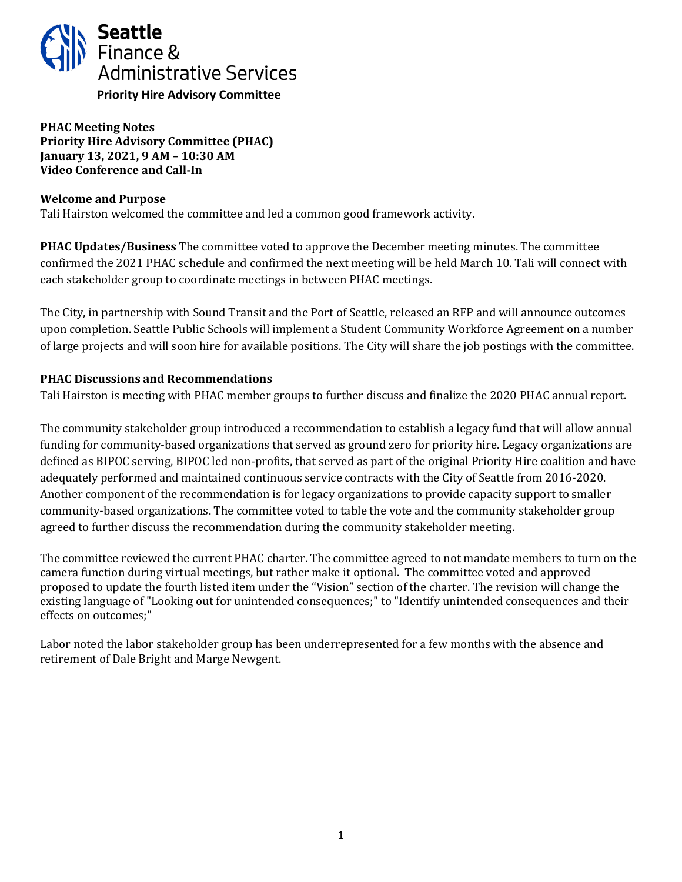Seattle Finance & Administrative Services

**Priority Hire Advisory Committee**

**PHAC Meeting Notes**
**Priority Hire Advisory Committee (PHAC)**
**January 13, 2021, 9 AM – 10:30 AM**
**Video Conference and Call-In**

**Welcome and Purpose**
Tali Hairston welcomed the committee and led a common good framework activity.

**PHAC Updates/Business** The committee voted to approve the December meeting minutes. The committee confirmed the 2021 PHAC schedule and confirmed the next meeting will be held March 10. Tali will connect with each stakeholder group to coordinate meetings in between PHAC meetings.

The City, in partnership with Sound Transit and the Port of Seattle, released an RFP and will announce outcomes upon completion. Seattle Public Schools will implement a Student Community Workforce Agreement on a number of large projects and will soon hire for available positions. The City will share the job postings with the committee.

**PHAC Discussions and Recommendations**
Tali Hairston is meeting with PHAC member groups to further discuss and finalize the 2020 PHAC annual report.

The community stakeholder group introduced a recommendation to establish a legacy fund that will allow annual funding for community-based organizations that served as ground zero for priority hire. Legacy organizations are defined as BIPOC serving, BIPOC led non-profits, that served as part of the original Priority Hire coalition and have adequately performed and maintained continuous service contracts with the City of Seattle from 2016-2020. Another component of the recommendation is for legacy organizations to provide capacity support to smaller community-based organizations. The committee voted to table the vote and the community stakeholder group agreed to further discuss the recommendation during the community stakeholder meeting.

The committee reviewed the current PHAC charter. The committee agreed to not mandate members to turn on the camera function during virtual meetings, but rather make it optional. The committee voted and approved proposed to update the fourth listed item under the "Vision" section of the charter. The revision will change the existing language of "Looking out for unintended consequences;" to "Identify unintended consequences and their effects on outcomes;"

Labor noted the labor stakeholder group has been underrepresented for a few months with the absence and retirement of Dale Bright and Marge Newgent.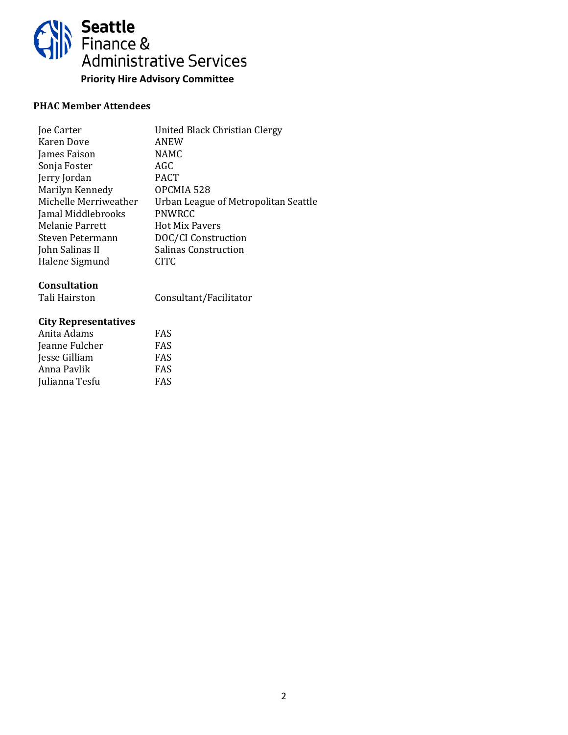Seattle Finance & Administrative Services

**Priority Hire Advisory Committee**

## PHAC Member Attendees

| | |
|---|---|
| Joe Carter | United Black Christian Clergy |
| Karen Dove | ANEW |
| James Faison | NAMC |
| Sonja Foster | AGC |
| Jerry Jordan | PACT |
| Marilyn Kennedy | OPCMIA 528 |
| Michelle Merriweather | Urban League of Metropolitan Seattle |
| Jamal Middlebrooks | PNWRCC |
| Melanie Parrett | Hot Mix Pavers |
| Steven Petermann | DOC/CI Construction |
| John Salinas II | Salinas Construction |
| Halene Sigmund | CITC |

### Consultation

| | |
|---|---|
| Tali Hairston | Consultant/Facilitator |

### City Representatives

| | |
|---|---|
| Anita Adams | FAS |
| Jeanne Fulcher | FAS |
| Jesse Gilliam | FAS |
| Anna Pavlik | FAS |
| Julianna Tesfu | FAS |